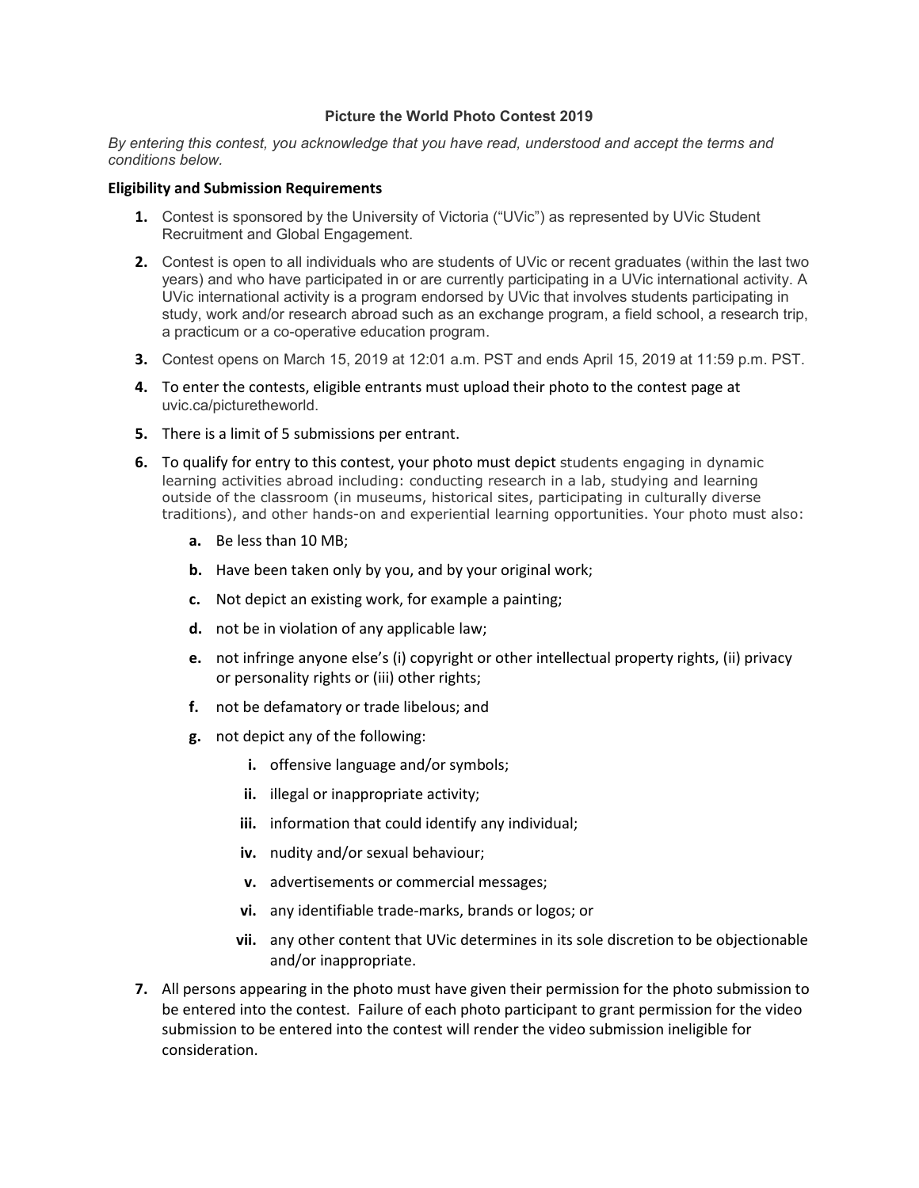**Picture the World Photo Contest 2019**

*By entering this contest, you acknowledge that you have read, understood and accept the terms and conditions below.*

**Eligibility and Submission Requirements**

1. Contest is sponsored by the University of Victoria ("UVic") as represented by UVic Student Recruitment and Global Engagement.
2. Contest is open to all individuals who are students of UVic or recent graduates (within the last two years) and who have participated in or are currently participating in a UVic international activity. A UVic international activity is a program endorsed by UVic that involves students participating in study, work and/or research abroad such as an exchange program, a field school, a research trip, a practicum or a co-operative education program.
3. Contest opens on March 15, 2019 at 12:01 a.m. PST and ends April 15, 2019 at 11:59 p.m. PST.
4. To enter the contests, eligible entrants must upload their photo to the contest page at uvic.ca/picturetheworld.
5. There is a limit of 5 submissions per entrant.
6. To qualify for entry to this contest, your photo must depict students engaging in dynamic learning activities abroad including: conducting research in a lab, studying and learning outside of the classroom (in museums, historical sites, participating in culturally diverse traditions), and other hands-on and experiential learning opportunities. Your photo must also:
    a. Be less than 10 MB;
    b. Have been taken only by you, and by your original work;
    c. Not depict an existing work, for example a painting;
    d. not be in violation of any applicable law;
    e. not infringe anyone else's (i) copyright or other intellectual property rights, (ii) privacy or personality rights or (iii) other rights;
    f. not be defamatory or trade libelous; and
    g. not depict any of the following:
        i. offensive language and/or symbols;
        ii. illegal or inappropriate activity;
        iii. information that could identify any individual;
        iv. nudity and/or sexual behaviour;
        v. advertisements or commercial messages;
        vi. any identifiable trade-marks, brands or logos; or
        vii. any other content that UVic determines in its sole discretion to be objectionable and/or inappropriate.
7. All persons appearing in the photo must have given their permission for the photo submission to be entered into the contest. Failure of each photo participant to grant permission for the video submission to be entered into the contest will render the video submission ineligible for consideration.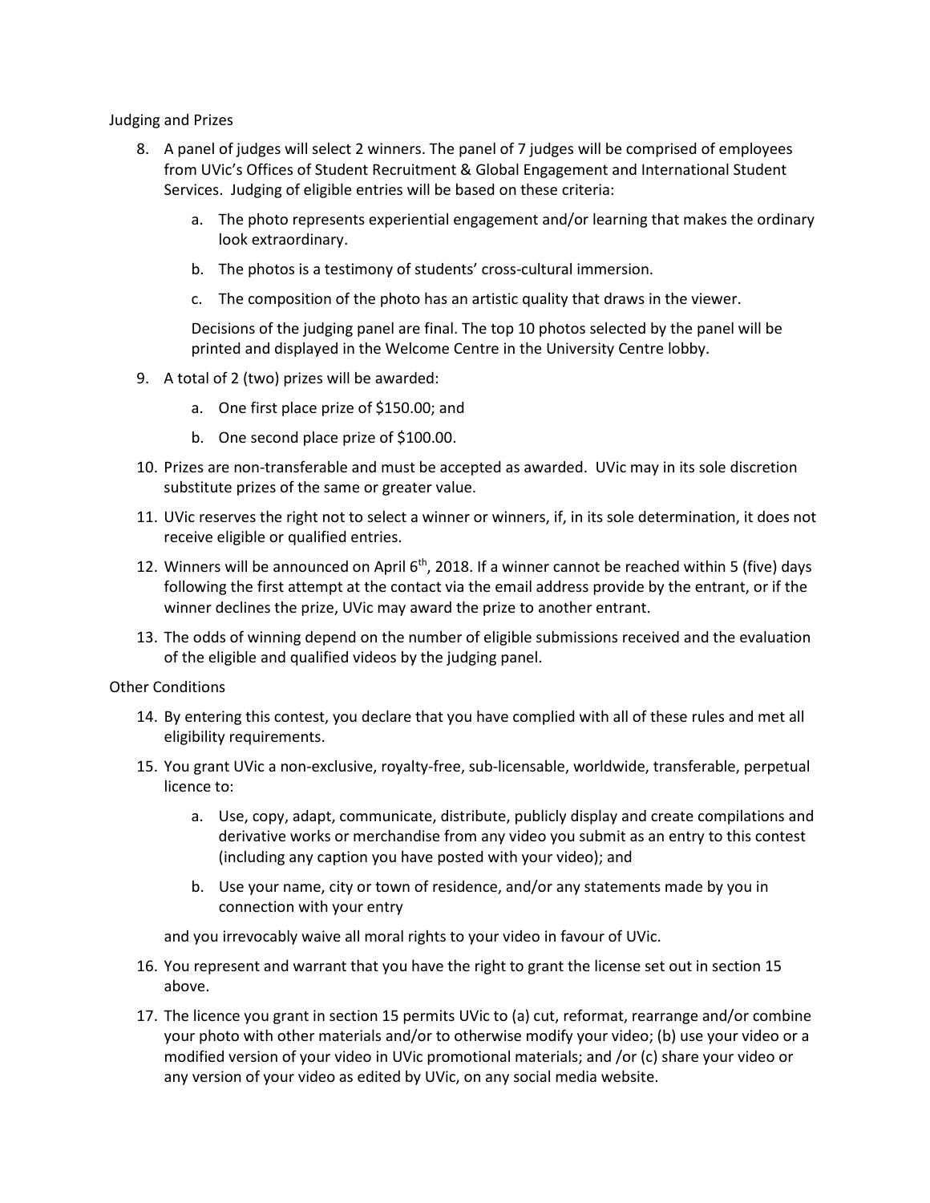Judging and Prizes

8. A panel of judges will select 2 winners. The panel of 7 judges will be comprised of employees from UVic's Offices of Student Recruitment & Global Engagement and International Student Services. Judging of eligible entries will be based on these criteria:

   a. The photo represents experiential engagement and/or learning that makes the ordinary look extraordinary.

   b. The photos is a testimony of students' cross-cultural immersion.

   c. The composition of the photo has an artistic quality that draws in the viewer.

   Decisions of the judging panel are final. The top 10 photos selected by the panel will be printed and displayed in the Welcome Centre in the University Centre lobby.

9. A total of 2 (two) prizes will be awarded:

   a. One first place prize of $150.00; and

   b. One second place prize of $100.00.

10. Prizes are non-transferable and must be accepted as awarded. UVic may in its sole discretion substitute prizes of the same or greater value.

11. UVic reserves the right not to select a winner or winners, if, in its sole determination, it does not receive eligible or qualified entries.

12. Winners will be announced on April 6th, 2018. If a winner cannot be reached within 5 (five) days following the first attempt at the contact via the email address provide by the entrant, or if the winner declines the prize, UVic may award the prize to another entrant.

13. The odds of winning depend on the number of eligible submissions received and the evaluation of the eligible and qualified videos by the judging panel.

Other Conditions

14. By entering this contest, you declare that you have complied with all of these rules and met all eligibility requirements.

15. You grant UVic a non-exclusive, royalty-free, sub-licensable, worldwide, transferable, perpetual licence to:

   a. Use, copy, adapt, communicate, distribute, publicly display and create compilations and derivative works or merchandise from any video you submit as an entry to this contest (including any caption you have posted with your video); and

   b. Use your name, city or town of residence, and/or any statements made by you in connection with your entry

   and you irrevocably waive all moral rights to your video in favour of UVic.

16. You represent and warrant that you have the right to grant the license set out in section 15 above.

17. The licence you grant in section 15 permits UVic to (a) cut, reformat, rearrange and/or combine your photo with other materials and/or to otherwise modify your video; (b) use your video or a modified version of your video in UVic promotional materials; and /or (c) share your video or any version of your video as edited by UVic, on any social media website.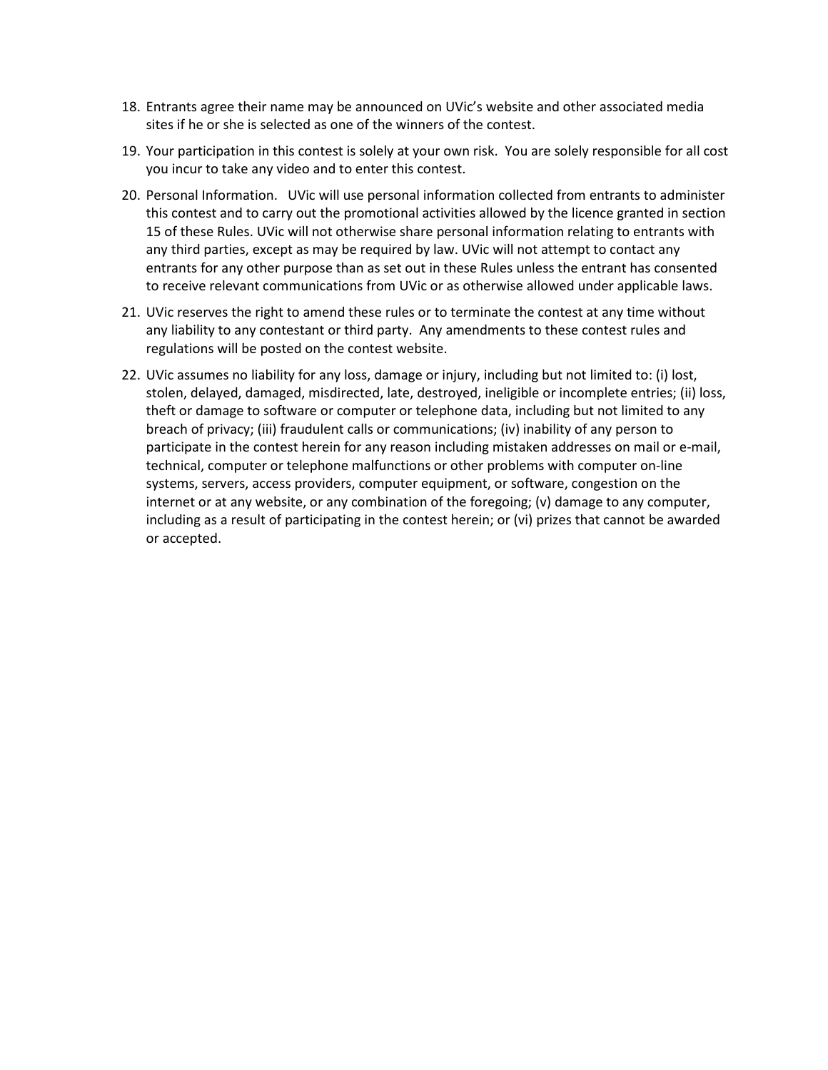18. Entrants agree their name may be announced on UVic's website and other associated media sites if he or she is selected as one of the winners of the contest.
19. Your participation in this contest is solely at your own risk. You are solely responsible for all cost you incur to take any video and to enter this contest.
20. Personal Information. UVic will use personal information collected from entrants to administer this contest and to carry out the promotional activities allowed by the licence granted in section 15 of these Rules. UVic will not otherwise share personal information relating to entrants with any third parties, except as may be required by law. UVic will not attempt to contact any entrants for any other purpose than as set out in these Rules unless the entrant has consented to receive relevant communications from UVic or as otherwise allowed under applicable laws.
21. UVic reserves the right to amend these rules or to terminate the contest at any time without any liability to any contestant or third party. Any amendments to these contest rules and regulations will be posted on the contest website.
22. UVic assumes no liability for any loss, damage or injury, including but not limited to: (i) lost, stolen, delayed, damaged, misdirected, late, destroyed, ineligible or incomplete entries; (ii) loss, theft or damage to software or computer or telephone data, including but not limited to any breach of privacy; (iii) fraudulent calls or communications; (iv) inability of any person to participate in the contest herein for any reason including mistaken addresses on mail or e-mail, technical, computer or telephone malfunctions or other problems with computer on-line systems, servers, access providers, computer equipment, or software, congestion on the internet or at any website, or any combination of the foregoing; (v) damage to any computer, including as a result of participating in the contest herein; or (vi) prizes that cannot be awarded or accepted.